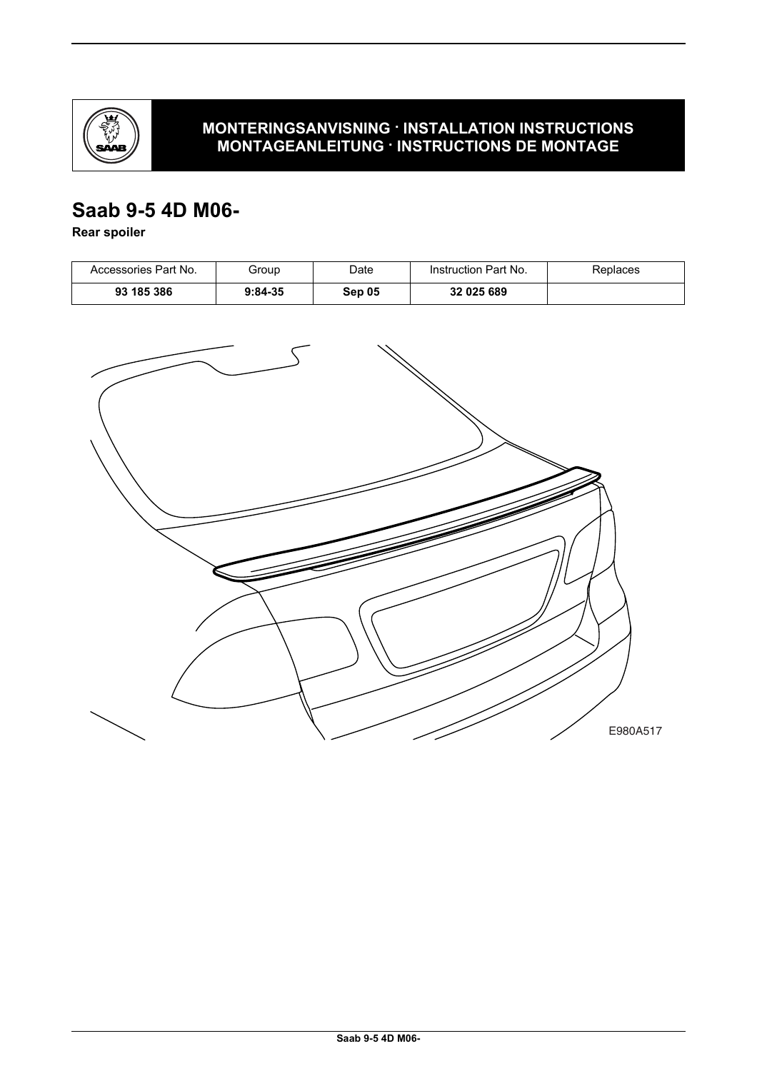**MONTERINGSANVISNING · INSTALLATION INSTRUCTIONS**
**MONTAGEANLEITUNG · INSTRUCTIONS DE MONTAGE**

# Saab 9-5 4D M06-

**Rear spoiler**

| Accessories Part No. | Group | Date | Instruction Part No. | Replaces |
|---|---|---|---|---|
| **93 185 386** | **9:84-35** | **Sep 05** | **32 025 689** | |

E980A517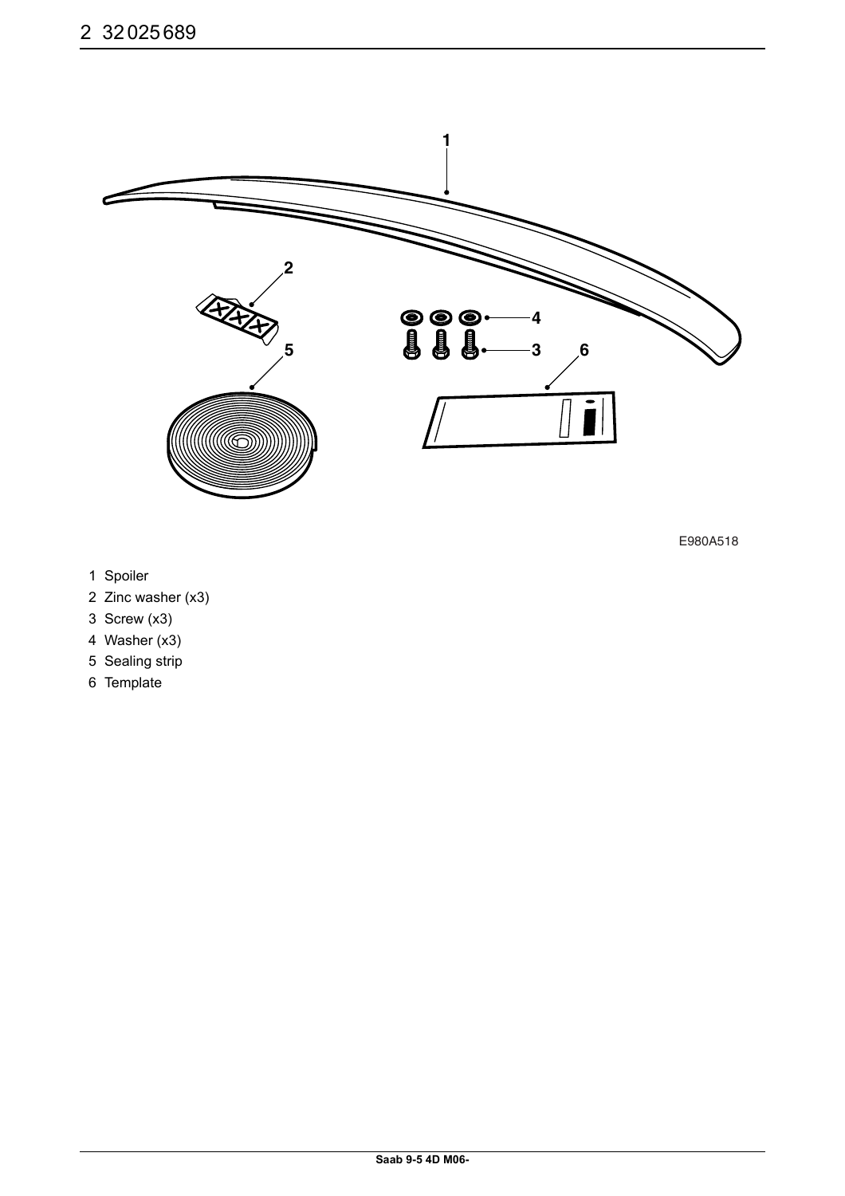E980A518

1 Spoiler
2 Zinc washer (x3)
3 Screw (x3)
4 Washer (x3)
5 Sealing strip
6 Template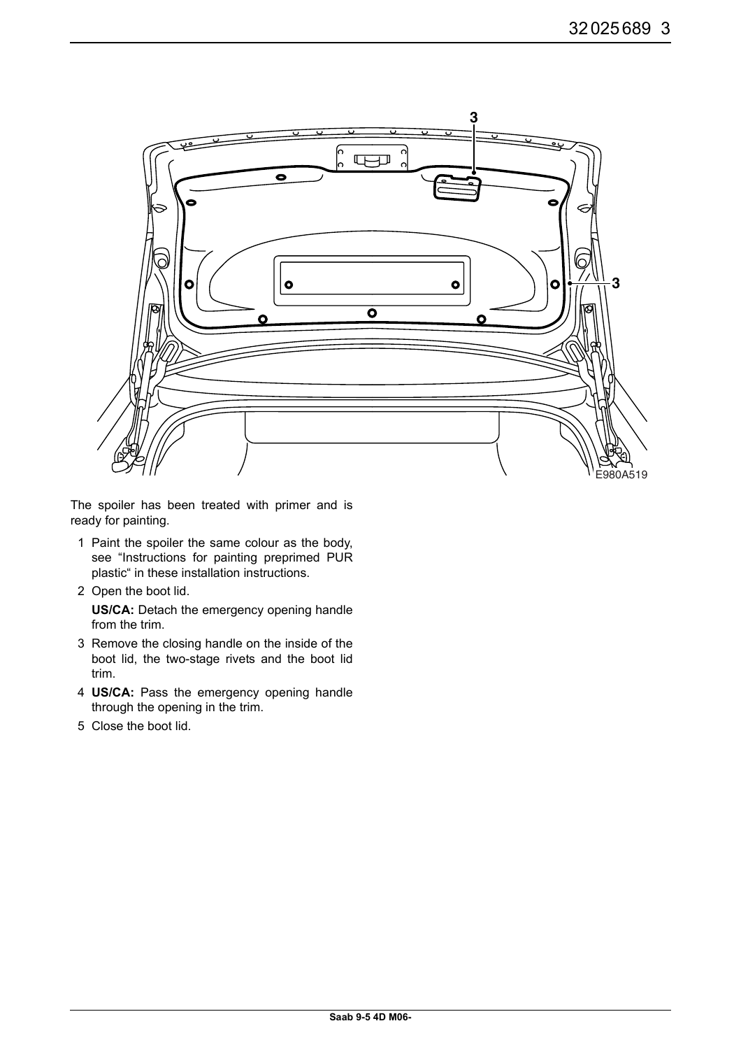The spoiler has been treated with primer and is ready for painting.

1 Paint the spoiler the same colour as the body, see “Instructions for painting preprimed PUR plastic“ in these installation instructions.

2 Open the boot lid.

 **US/CA:** Detach the emergency opening handle from the trim.

3 Remove the closing handle on the inside of the boot lid, the two-stage rivets and the boot lid trim.

4 **US/CA:** Pass the emergency opening handle through the opening in the trim.

5 Close the boot lid.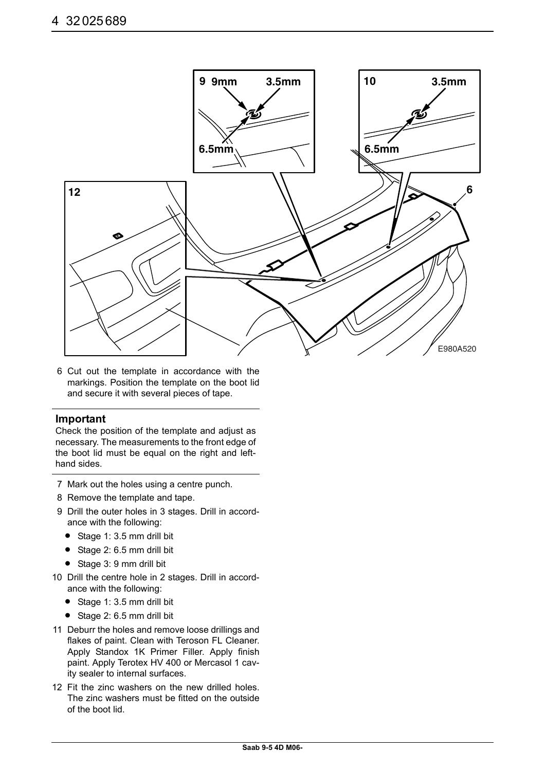6 Cut out the template in accordance with the markings. Position the template on the boot lid and secure it with several pieces of tape.

**Important**

Check the position of the template and adjust as necessary. The measurements to the front edge of the boot lid must be equal on the right and left-hand sides.

7 Mark out the holes using a centre punch.

8 Remove the template and tape.

9 Drill the outer holes in 3 stages. Drill in accordance with the following:

- Stage 1: 3.5 mm drill bit
- Stage 2: 6.5 mm drill bit
- Stage 3: 9 mm drill bit

10 Drill the centre hole in 2 stages. Drill in accordance with the following:

- Stage 1: 3.5 mm drill bit
- Stage 2: 6.5 mm drill bit

11 Deburr the holes and remove loose drillings and flakes of paint. Clean with Teroson FL Cleaner. Apply Standox 1K Primer Filler. Apply finish paint. Apply Terotex HV 400 or Mercasol 1 cavity sealer to internal surfaces.

12 Fit the zinc washers on the new drilled holes. The zinc washers must be fitted on the outside of the boot lid.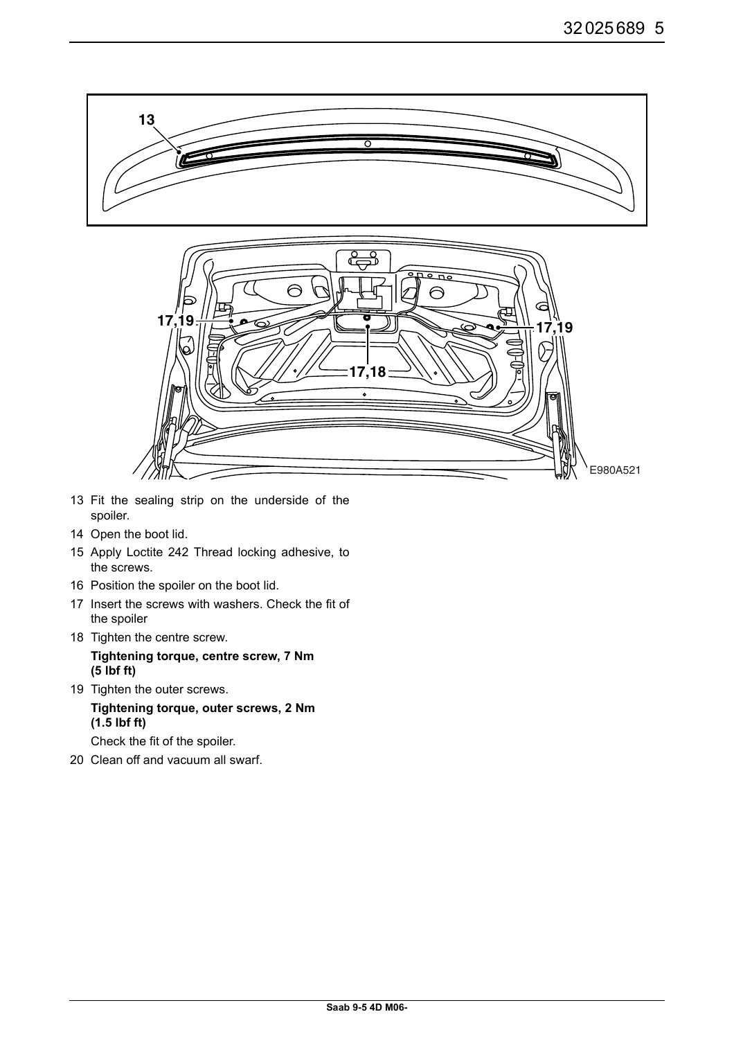13 Fit the sealing strip on the underside of the spoiler.

14 Open the boot lid.

15 Apply Loctite 242 Thread locking adhesive, to the screws.

16 Position the spoiler on the boot lid.

17 Insert the screws with washers. Check the fit of the spoiler

18 Tighten the centre screw.

    **Tightening torque, centre screw, 7 Nm (5 lbf ft)**

19 Tighten the outer screws.

    **Tightening torque, outer screws, 2 Nm (1.5 lbf ft)**

    Check the fit of the spoiler.

20 Clean off and vacuum all swarf.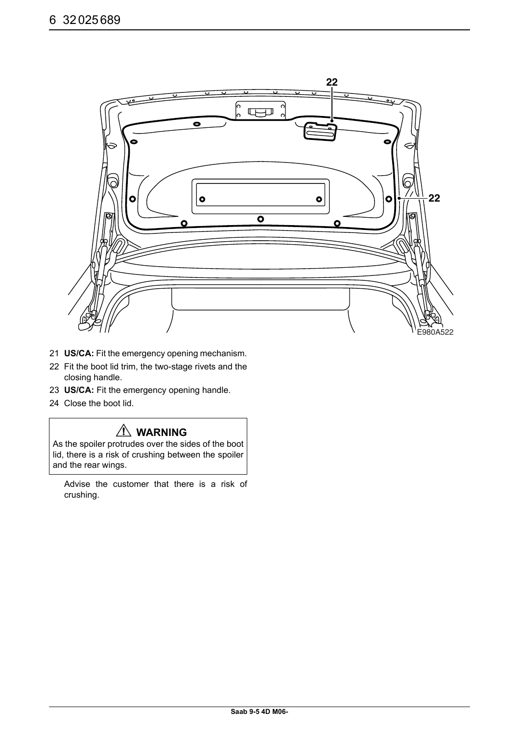21 **US/CA:** Fit the emergency opening mechanism.

22 Fit the boot lid trim, the two-stage rivets and the closing handle.

23 **US/CA:** Fit the emergency opening handle.

24 Close the boot lid.

> **⚠ WARNING**
>
> As the spoiler protrudes over the sides of the boot lid, there is a risk of crushing between the spoiler and the rear wings.

Advise the customer that there is a risk of crushing.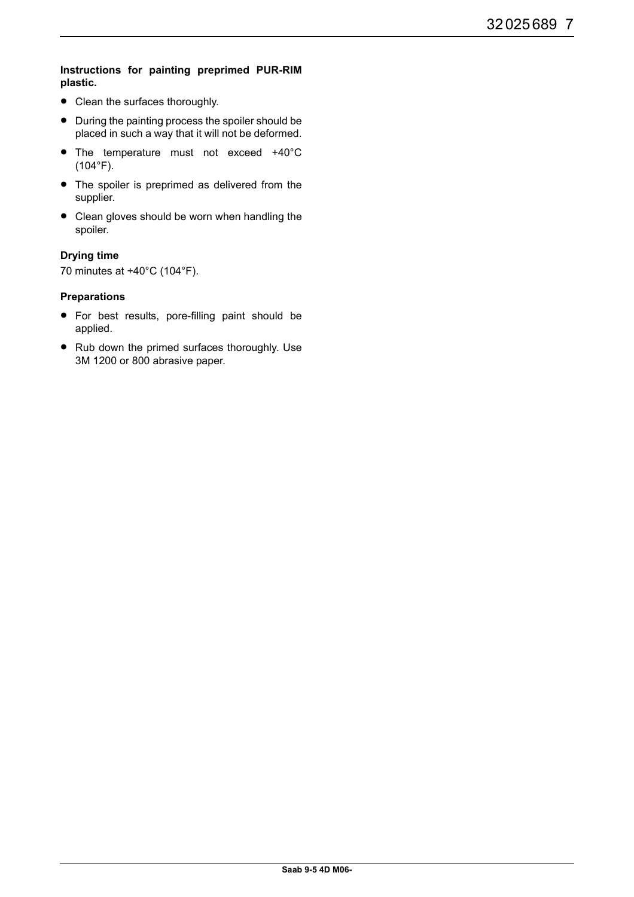**Instructions for painting preprimed PUR-RIM plastic.**

- Clean the surfaces thoroughly.
- During the painting process the spoiler should be placed in such a way that it will not be deformed.
- The temperature must not exceed +40°C (104°F).
- The spoiler is preprimed as delivered from the supplier.
- Clean gloves should be worn when handling the spoiler.

**Drying time**

70 minutes at +40°C (104°F).

**Preparations**

- For best results, pore-filling paint should be applied.
- Rub down the primed surfaces thoroughly. Use 3M 1200 or 800 abrasive paper.